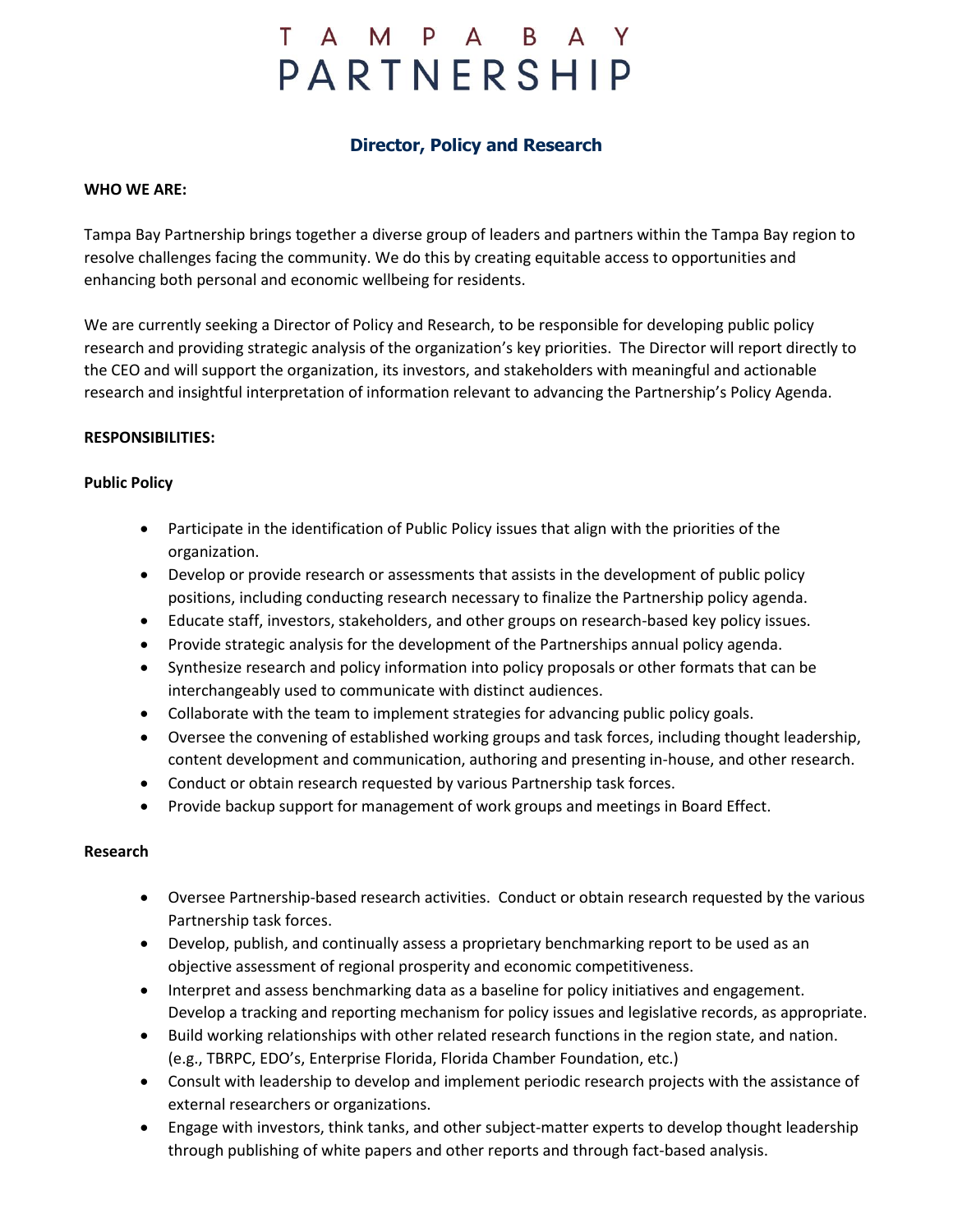# TAMPA BAY PARTNERSHIP

## Director, Policy and Research

**WHO WE ARE:**

Tampa Bay Partnership brings together a diverse group of leaders and partners within the Tampa Bay region to resolve challenges facing the community. We do this by creating equitable access to opportunities and enhancing both personal and economic wellbeing for residents.

We are currently seeking a Director of Policy and Research, to be responsible for developing public policy research and providing strategic analysis of the organization's key priorities. The Director will report directly to the CEO and will support the organization, its investors, and stakeholders with meaningful and actionable research and insightful interpretation of information relevant to advancing the Partnership's Policy Agenda.

**RESPONSIBILITIES:**

**Public Policy**

- Participate in the identification of Public Policy issues that align with the priorities of the organization.
- Develop or provide research or assessments that assists in the development of public policy positions, including conducting research necessary to finalize the Partnership policy agenda.
- Educate staff, investors, stakeholders, and other groups on research-based key policy issues.
- Provide strategic analysis for the development of the Partnerships annual policy agenda.
- Synthesize research and policy information into policy proposals or other formats that can be interchangeably used to communicate with distinct audiences.
- Collaborate with the team to implement strategies for advancing public policy goals.
- Oversee the convening of established working groups and task forces, including thought leadership, content development and communication, authoring and presenting in-house, and other research.
- Conduct or obtain research requested by various Partnership task forces.
- Provide backup support for management of work groups and meetings in Board Effect.

**Research**

- Oversee Partnership-based research activities. Conduct or obtain research requested by the various Partnership task forces.
- Develop, publish, and continually assess a proprietary benchmarking report to be used as an objective assessment of regional prosperity and economic competitiveness.
- Interpret and assess benchmarking data as a baseline for policy initiatives and engagement. Develop a tracking and reporting mechanism for policy issues and legislative records, as appropriate.
- Build working relationships with other related research functions in the region state, and nation. (e.g., TBRPC, EDO's, Enterprise Florida, Florida Chamber Foundation, etc.)
- Consult with leadership to develop and implement periodic research projects with the assistance of external researchers or organizations.
- Engage with investors, think tanks, and other subject-matter experts to develop thought leadership through publishing of white papers and other reports and through fact-based analysis.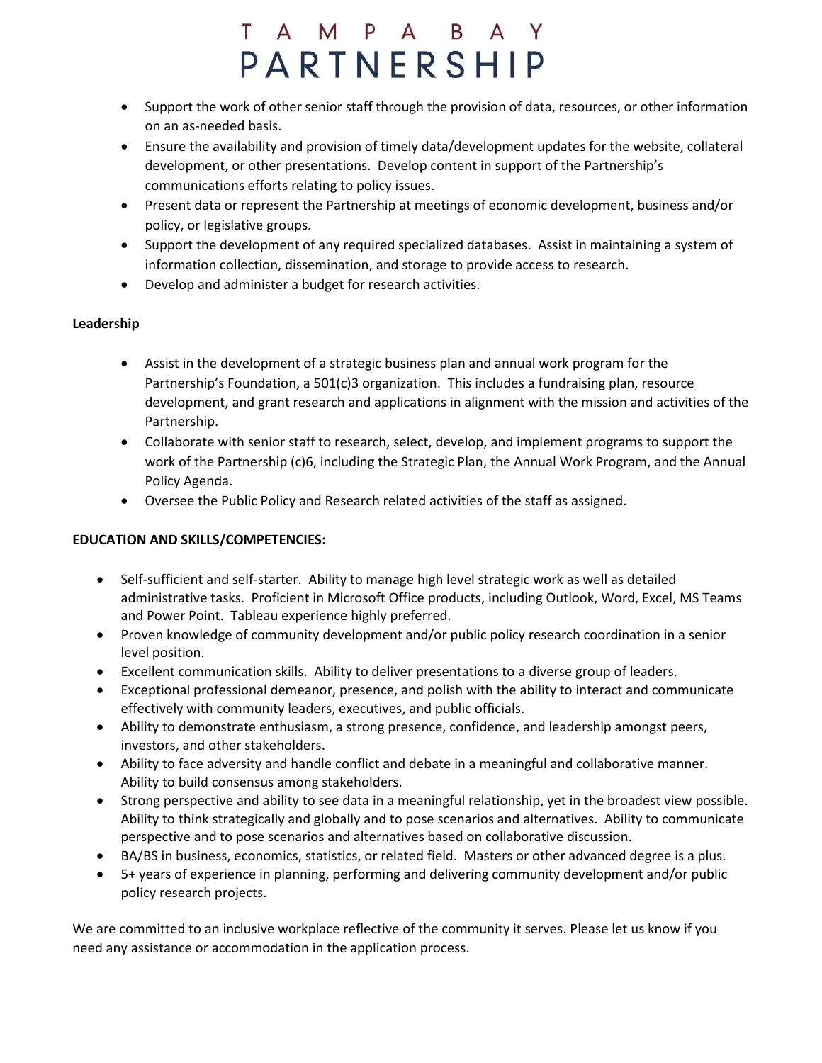- Support the work of other senior staff through the provision of data, resources, or other information on an as-needed basis.
- Ensure the availability and provision of timely data/development updates for the website, collateral development, or other presentations. Develop content in support of the Partnership's communications efforts relating to policy issues.
- Present data or represent the Partnership at meetings of economic development, business and/or policy, or legislative groups.
- Support the development of any required specialized databases. Assist in maintaining a system of information collection, dissemination, and storage to provide access to research.
- Develop and administer a budget for research activities.

**Leadership**

- Assist in the development of a strategic business plan and annual work program for the Partnership's Foundation, a 501(c)3 organization. This includes a fundraising plan, resource development, and grant research and applications in alignment with the mission and activities of the Partnership.
- Collaborate with senior staff to research, select, develop, and implement programs to support the work of the Partnership (c)6, including the Strategic Plan, the Annual Work Program, and the Annual Policy Agenda.
- Oversee the Public Policy and Research related activities of the staff as assigned.

**EDUCATION AND SKILLS/COMPETENCIES:**

- Self-sufficient and self-starter. Ability to manage high level strategic work as well as detailed administrative tasks. Proficient in Microsoft Office products, including Outlook, Word, Excel, MS Teams and Power Point. Tableau experience highly preferred.
- Proven knowledge of community development and/or public policy research coordination in a senior level position.
- Excellent communication skills. Ability to deliver presentations to a diverse group of leaders.
- Exceptional professional demeanor, presence, and polish with the ability to interact and communicate effectively with community leaders, executives, and public officials.
- Ability to demonstrate enthusiasm, a strong presence, confidence, and leadership amongst peers, investors, and other stakeholders.
- Ability to face adversity and handle conflict and debate in a meaningful and collaborative manner. Ability to build consensus among stakeholders.
- Strong perspective and ability to see data in a meaningful relationship, yet in the broadest view possible. Ability to think strategically and globally and to pose scenarios and alternatives. Ability to communicate perspective and to pose scenarios and alternatives based on collaborative discussion.
- BA/BS in business, economics, statistics, or related field. Masters or other advanced degree is a plus.
- 5+ years of experience in planning, performing and delivering community development and/or public policy research projects.

We are committed to an inclusive workplace reflective of the community it serves. Please let us know if you need any assistance or accommodation in the application process.